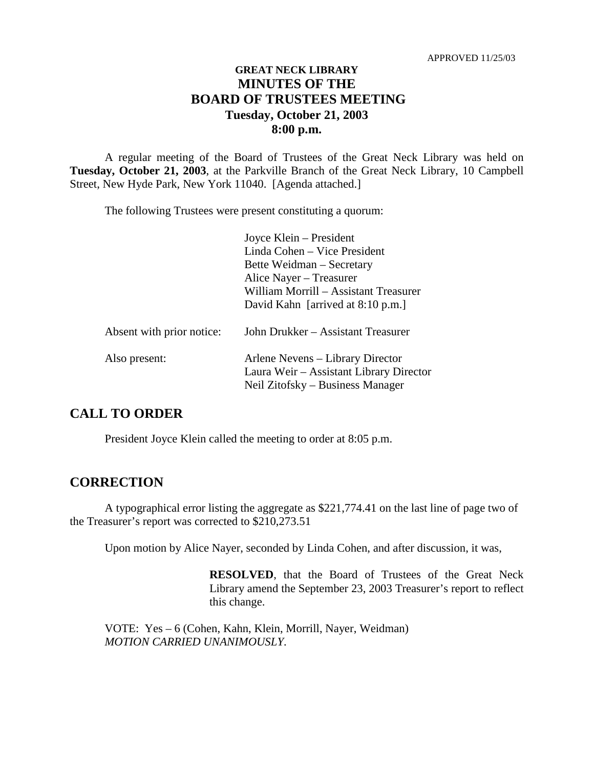APPROVED 11/25/03

# GREAT NECK LIBRARY
# MINUTES OF THE BOARD OF TRUSTEES MEETING
## Tuesday, October 21, 2003
## 8:00 p.m.

A regular meeting of the Board of Trustees of the Great Neck Library was held on **Tuesday, October 21, 2003**, at the Parkville Branch of the Great Neck Library, 10 Campbell Street, New Hyde Park, New York 11040. [Agenda attached.]

The following Trustees were present constituting a quorum:

Joyce Klein – President
Linda Cohen – Vice President
Bette Weidman – Secretary
Alice Nayer – Treasurer
William Morrill – Assistant Treasurer
David Kahn [arrived at 8:10 p.m.]

Absent with prior notice: John Drukker – Assistant Treasurer

Also present:
Arlene Nevens – Library Director
Laura Weir – Assistant Library Director
Neil Zitofsky – Business Manager

## CALL TO ORDER

President Joyce Klein called the meeting to order at 8:05 p.m.

## CORRECTION

A typographical error listing the aggregate as $221,774.41 on the last line of page two of the Treasurer's report was corrected to $210,273.51

Upon motion by Alice Nayer, seconded by Linda Cohen, and after discussion, it was,

> **RESOLVED**, that the Board of Trustees of the Great Neck Library amend the September 23, 2003 Treasurer's report to reflect this change.

VOTE: Yes – 6 (Cohen, Kahn, Klein, Morrill, Nayer, Weidman)
*MOTION CARRIED UNANIMOUSLY*.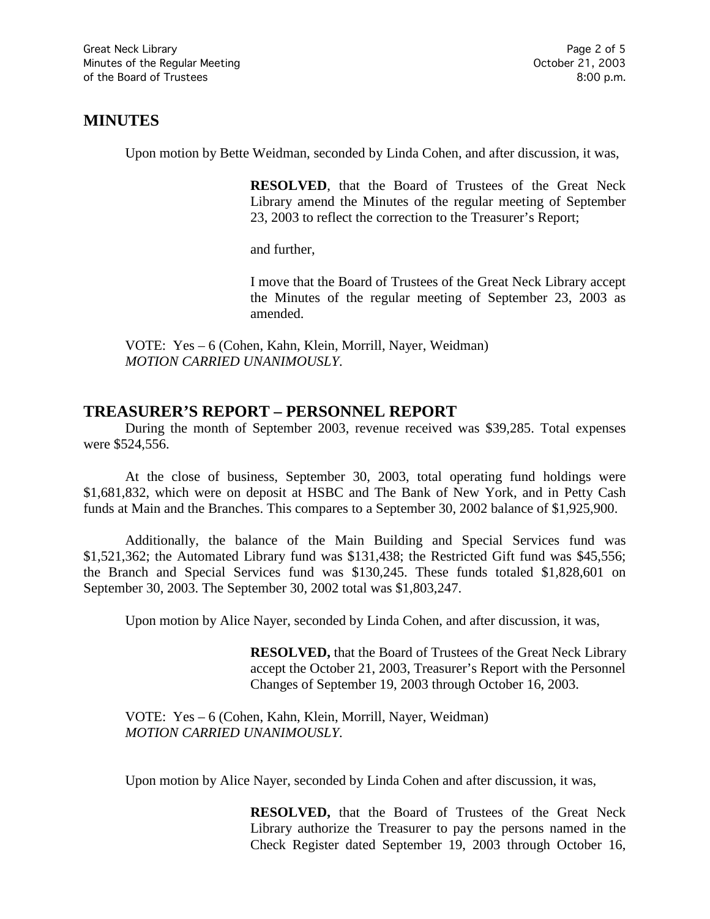## MINUTES

Upon motion by Bette Weidman, seconded by Linda Cohen, and after discussion, it was,

> **RESOLVED**, that the Board of Trustees of the Great Neck Library amend the Minutes of the regular meeting of September 23, 2003 to reflect the correction to the Treasurer's Report;
>
> and further,
>
> I move that the Board of Trustees of the Great Neck Library accept the Minutes of the regular meeting of September 23, 2003 as amended.

VOTE: Yes – 6 (Cohen, Kahn, Klein, Morrill, Nayer, Weidman)
*MOTION CARRIED UNANIMOUSLY.*

## TREASURER'S REPORT – PERSONNEL REPORT

During the month of September 2003, revenue received was $39,285. Total expenses were $524,556.

At the close of business, September 30, 2003, total operating fund holdings were $1,681,832, which were on deposit at HSBC and The Bank of New York, and in Petty Cash funds at Main and the Branches. This compares to a September 30, 2002 balance of $1,925,900.

Additionally, the balance of the Main Building and Special Services fund was $1,521,362; the Automated Library fund was $131,438; the Restricted Gift fund was $45,556; the Branch and Special Services fund was $130,245. These funds totaled $1,828,601 on September 30, 2003. The September 30, 2002 total was $1,803,247.

Upon motion by Alice Nayer, seconded by Linda Cohen, and after discussion, it was,

> **RESOLVED,** that the Board of Trustees of the Great Neck Library accept the October 21, 2003, Treasurer's Report with the Personnel Changes of September 19, 2003 through October 16, 2003.

VOTE: Yes – 6 (Cohen, Kahn, Klein, Morrill, Nayer, Weidman)
*MOTION CARRIED UNANIMOUSLY.*

Upon motion by Alice Nayer, seconded by Linda Cohen and after discussion, it was,

> **RESOLVED,** that the Board of Trustees of the Great Neck Library authorize the Treasurer to pay the persons named in the Check Register dated September 19, 2003 through October 16,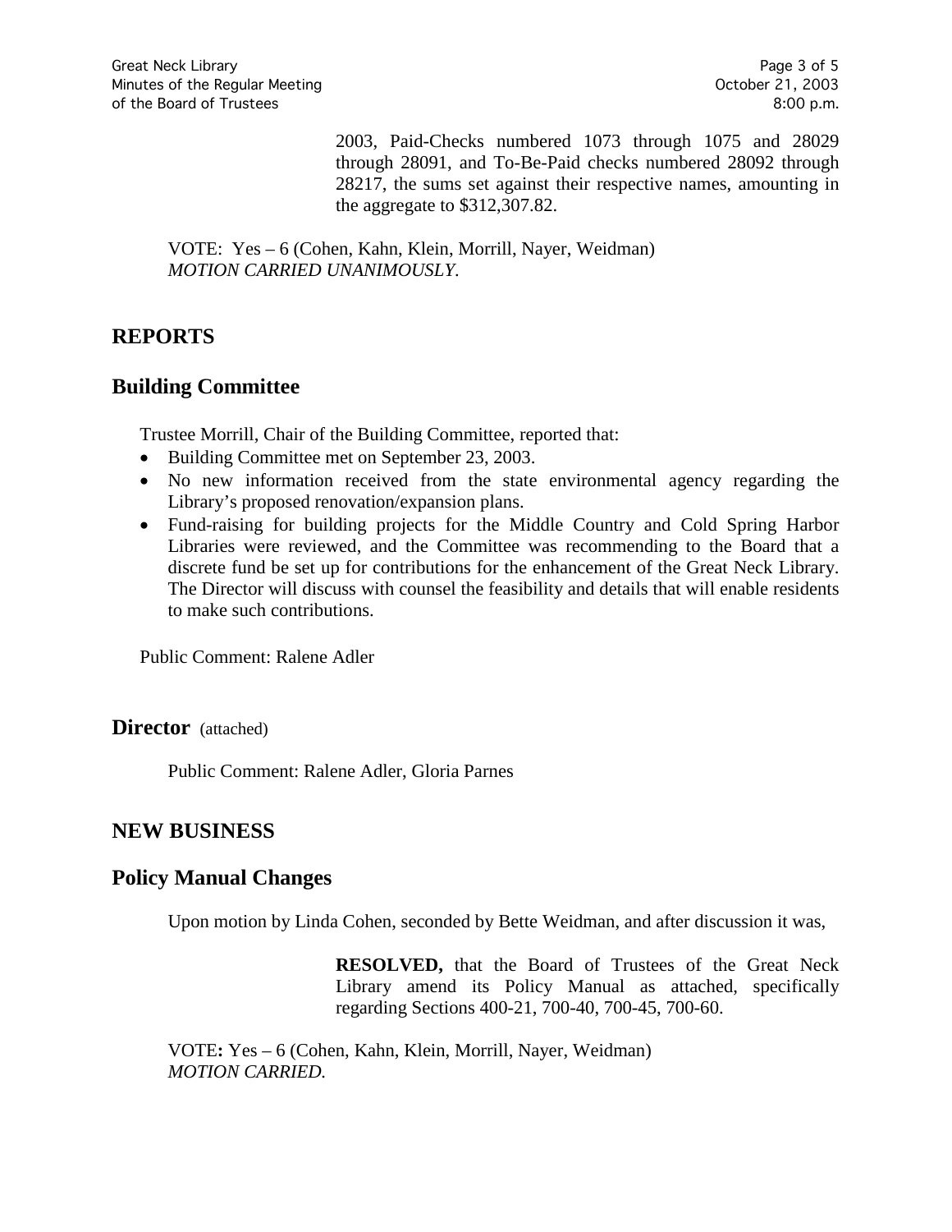2003, Paid-Checks numbered 1073 through 1075 and 28029 through 28091, and To-Be-Paid checks numbered 28092 through 28217, the sums set against their respective names, amounting in the aggregate to $312,307.82.

VOTE: Yes – 6 (Cohen, Kahn, Klein, Morrill, Nayer, Weidman)
*MOTION CARRIED UNANIMOUSLY*.

## REPORTS

## Building Committee

Trustee Morrill, Chair of the Building Committee, reported that:

- Building Committee met on September 23, 2003.
- No new information received from the state environmental agency regarding the Library's proposed renovation/expansion plans.
- Fund-raising for building projects for the Middle Country and Cold Spring Harbor Libraries were reviewed, and the Committee was recommending to the Board that a discrete fund be set up for contributions for the enhancement of the Great Neck Library. The Director will discuss with counsel the feasibility and details that will enable residents to make such contributions.

Public Comment: Ralene Adler

## Director (attached)

Public Comment: Ralene Adler, Gloria Parnes

## NEW BUSINESS

## Policy Manual Changes

Upon motion by Linda Cohen, seconded by Bette Weidman, and after discussion it was,

**RESOLVED,** that the Board of Trustees of the Great Neck Library amend its Policy Manual as attached, specifically regarding Sections 400-21, 700-40, 700-45, 700-60.

VOTE**:** Yes – 6 (Cohen, Kahn, Klein, Morrill, Nayer, Weidman)
*MOTION CARRIED.*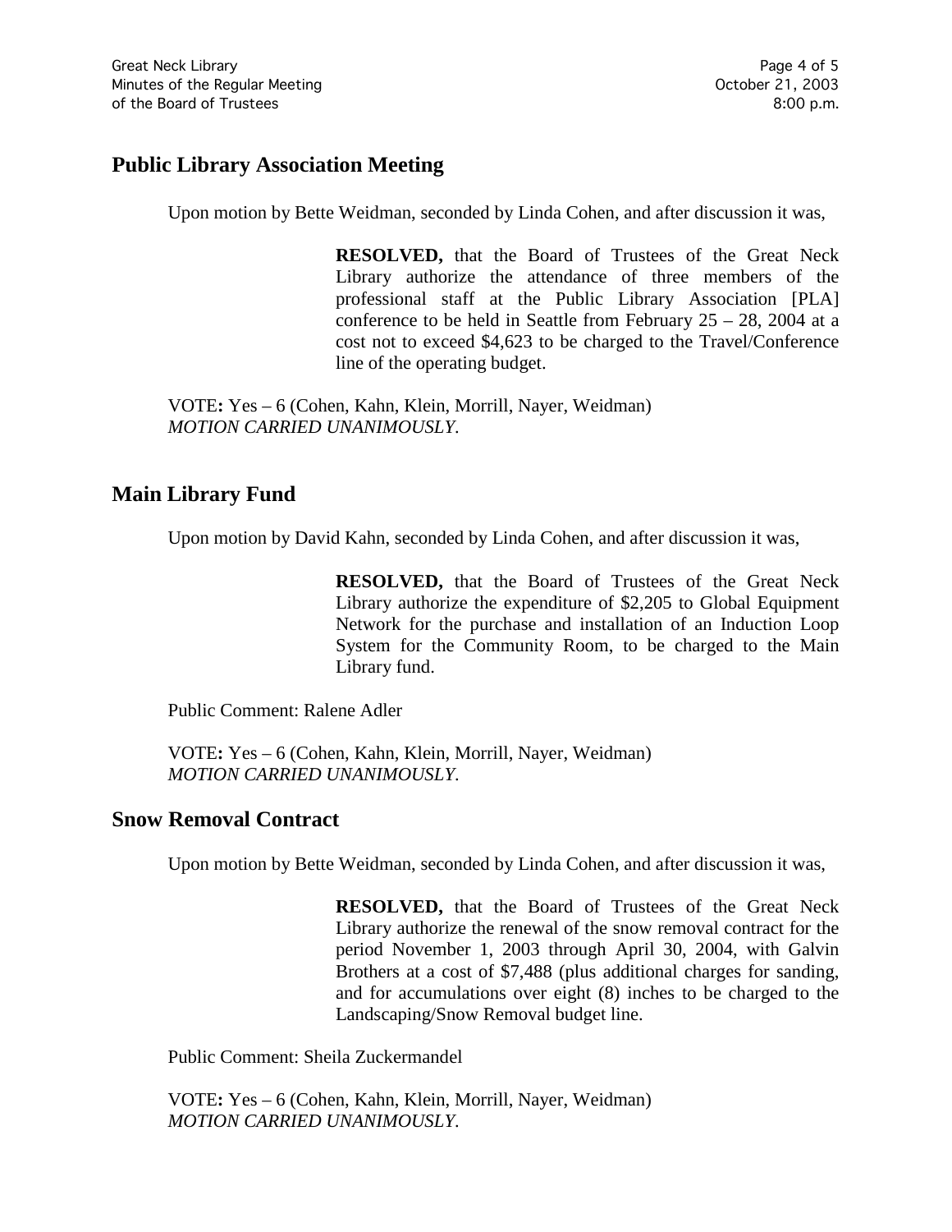## Public Library Association Meeting

Upon motion by Bette Weidman, seconded by Linda Cohen, and after discussion it was,

> **RESOLVED,** that the Board of Trustees of the Great Neck Library authorize the attendance of three members of the professional staff at the Public Library Association [PLA] conference to be held in Seattle from February 25 – 28, 2004 at a cost not to exceed $4,623 to be charged to the Travel/Conference line of the operating budget.

VOTE**:** Yes – 6 (Cohen, Kahn, Klein, Morrill, Nayer, Weidman)
*MOTION CARRIED UNANIMOUSLY*.

## Main Library Fund

Upon motion by David Kahn, seconded by Linda Cohen, and after discussion it was,

> **RESOLVED,** that the Board of Trustees of the Great Neck Library authorize the expenditure of $2,205 to Global Equipment Network for the purchase and installation of an Induction Loop System for the Community Room, to be charged to the Main Library fund.

Public Comment: Ralene Adler

VOTE**:** Yes – 6 (Cohen, Kahn, Klein, Morrill, Nayer, Weidman)
*MOTION CARRIED UNANIMOUSLY*.

## Snow Removal Contract

Upon motion by Bette Weidman, seconded by Linda Cohen, and after discussion it was,

> **RESOLVED,** that the Board of Trustees of the Great Neck Library authorize the renewal of the snow removal contract for the period November 1, 2003 through April 30, 2004, with Galvin Brothers at a cost of $7,488 (plus additional charges for sanding, and for accumulations over eight (8) inches to be charged to the Landscaping/Snow Removal budget line.

Public Comment: Sheila Zuckermandel

VOTE**:** Yes – 6 (Cohen, Kahn, Klein, Morrill, Nayer, Weidman)
*MOTION CARRIED UNANIMOUSLY*.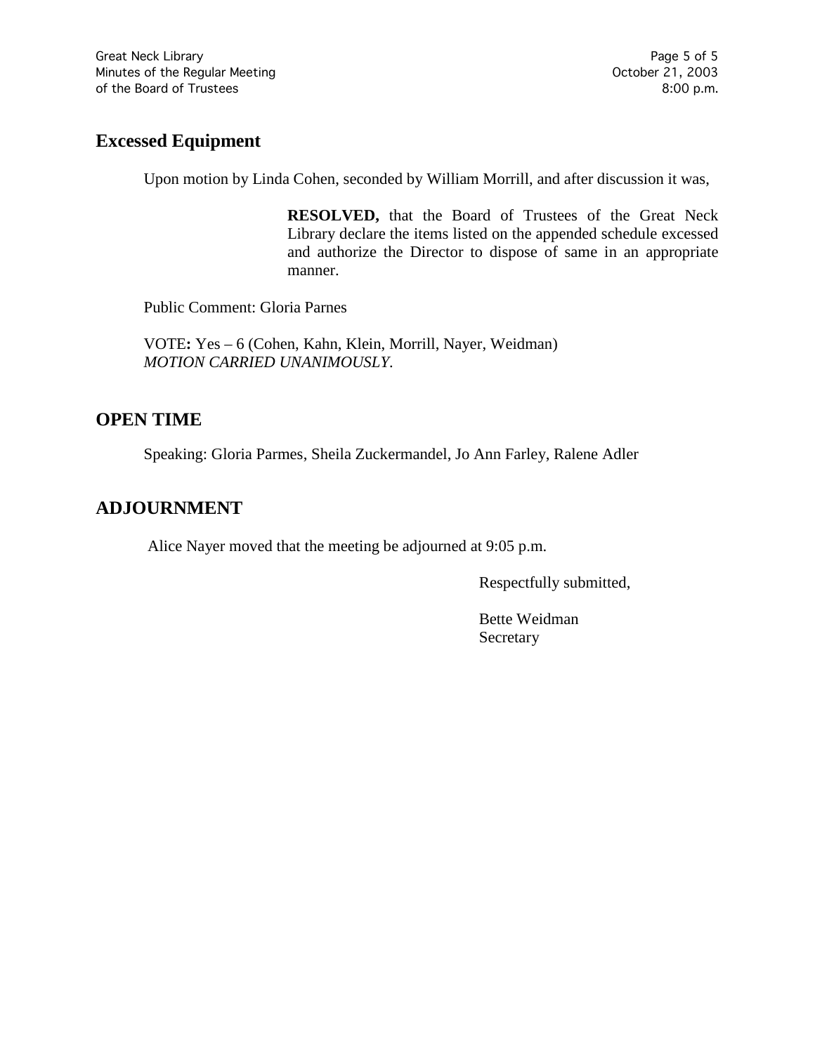## Excessed Equipment

Upon motion by Linda Cohen, seconded by William Morrill, and after discussion it was,

> **RESOLVED,** that the Board of Trustees of the Great Neck Library declare the items listed on the appended schedule excessed and authorize the Director to dispose of same in an appropriate manner.

Public Comment: Gloria Parnes

VOTE**:** Yes – 6 (Cohen, Kahn, Klein, Morrill, Nayer, Weidman)
*MOTION CARRIED UNANIMOUSLY*.

## OPEN TIME

Speaking: Gloria Parmes, Sheila Zuckermandel, Jo Ann Farley, Ralene Adler

## ADJOURNMENT

Alice Nayer moved that the meeting be adjourned at 9:05 p.m.

Respectfully submitted,

Bette Weidman
Secretary